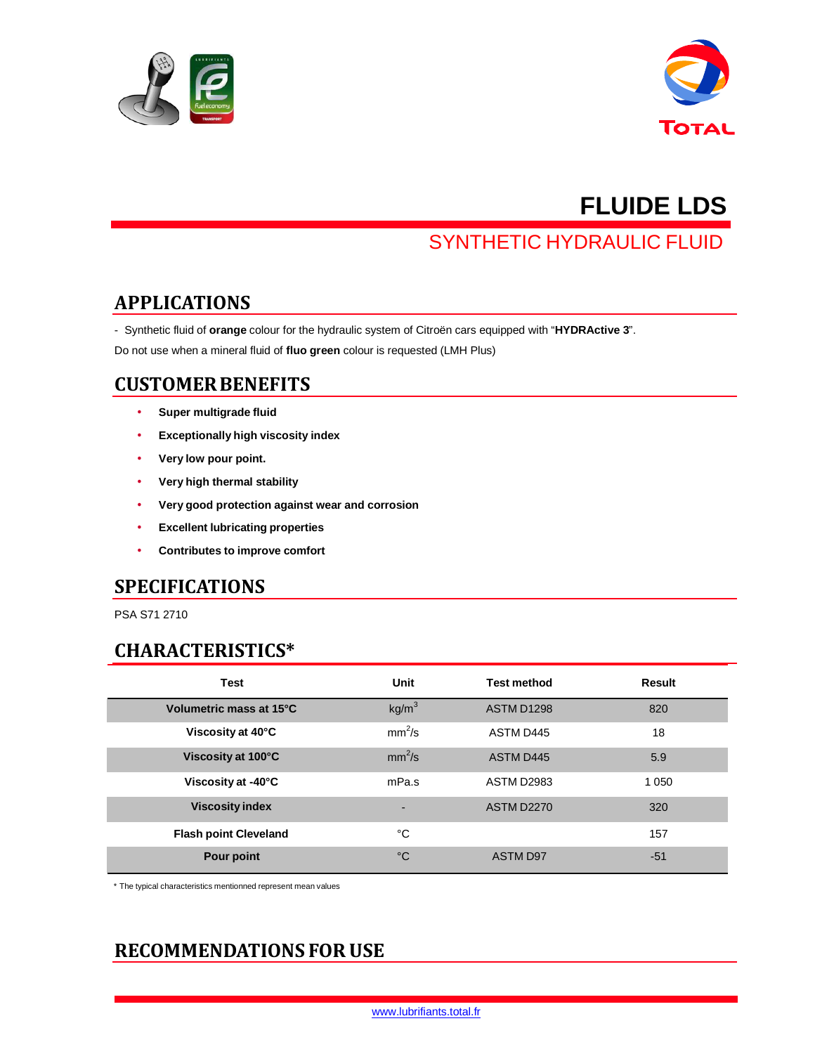# FLUIDE LDS

## SYNTHETIC HYDRAULIC FLUID

## APPLICATIONS

- Synthetic fluid of **orange** colour for the hydraulic system of Citroën cars equipped with "**HYDRActive 3**".

Do not use when a mineral fluid of **fluo green** colour is requested (LMH Plus)

## CUSTOMER BENEFITS

- **Super multigrade fluid**
- **Exceptionally high viscosity index**
- **Very low pour point.**
- **Very high thermal stability**
- **Very good protection against wear and corrosion**
- **Excellent lubricating properties**
- **Contributes to improve comfort**

## SPECIFICATIONS

PSA S71 2710

## CHARACTERISTICS*

| Test | Unit | Test method | Result |
|---|---|---|---|
| **Volumetric mass at 15°C** | kg/$m^3$ | ASTM D1298 | 820 |
| **Viscosity at 40°C** | $mm^2$/s | ASTM D445 | 18 |
| **Viscosity at 100°C** | $mm^2$/s | ASTM D445 | 5.9 |
| **Viscosity at -40°C** | mPa.s | ASTM D2983 | 1 050 |
| **Viscosity index** | - | ASTM D2270 | 320 |
| **Flash point Cleveland** | °C | | 157 |
| **Pour point** | °C | ASTM D97 | -51 |

\* The typical characteristics mentionned represent mean values

## RECOMMENDATIONS FOR USE

www.lubrifiants.total.fr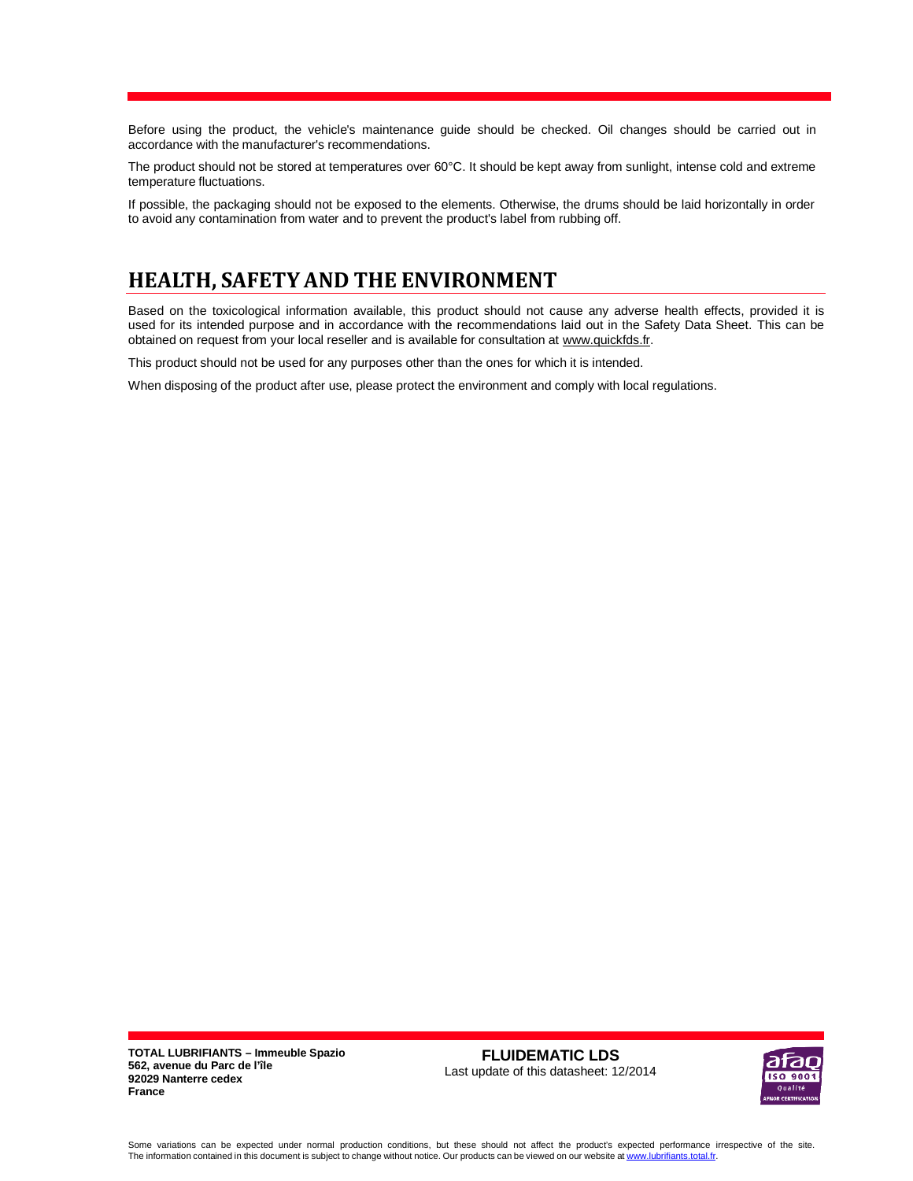Before using the product, the vehicle's maintenance guide should be checked. Oil changes should be carried out in accordance with the manufacturer's recommendations.

The product should not be stored at temperatures over 60°C. It should be kept away from sunlight, intense cold and extreme temperature fluctuations.

If possible, the packaging should not be exposed to the elements. Otherwise, the drums should be laid horizontally in order to avoid any contamination from water and to prevent the product's label from rubbing off.

## HEALTH, SAFETY AND THE ENVIRONMENT

Based on the toxicological information available, this product should not cause any adverse health effects, provided it is used for its intended purpose and in accordance with the recommendations laid out in the Safety Data Sheet. This can be obtained on request from your local reseller and is available for consultation at www.quickfds.fr.

This product should not be used for any purposes other than the ones for which it is intended.

When disposing of the product after use, please protect the environment and comply with local regulations.

**TOTAL LUBRIFIANTS – Immeuble Spazio**
**562, avenue du Parc de l'île**
**92029 Nanterre cedex**
**France**

**FLUIDEMATIC LDS**
Last update of this datasheet: 12/2014

Some variations can be expected under normal production conditions, but these should not affect the product's expected performance irrespective of the site. The information contained in this document is subject to change without notice. Our products can be viewed on our website at www.lubrifiants.total.fr.